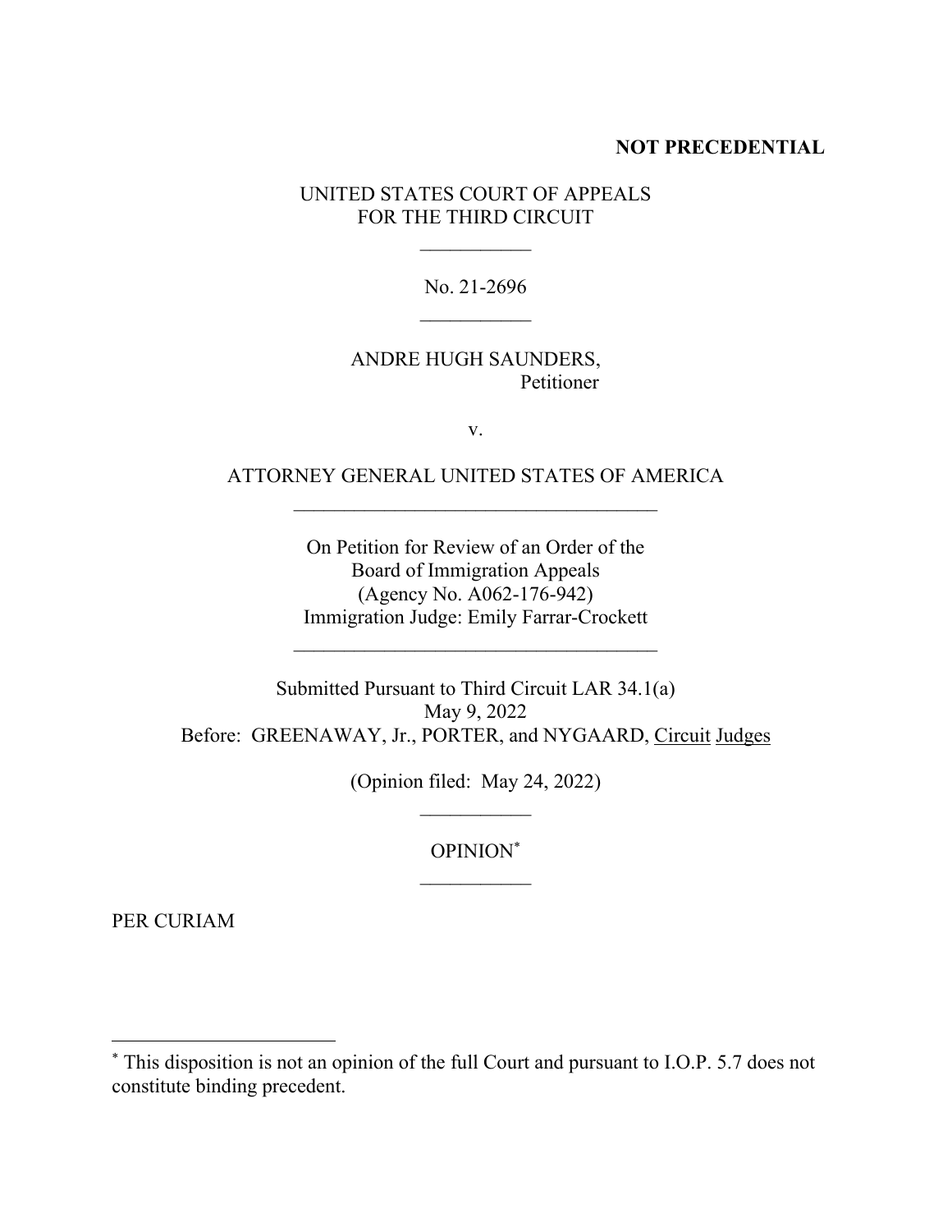**NOT PRECEDENTIAL**

UNITED STATES COURT OF APPEALS
FOR THE THIRD CIRCUIT

\_\_\_\_\_\_\_\_\_\_\_

No. 21-2696

\_\_\_\_\_\_\_\_\_\_\_

ANDRE HUGH SAUNDERS,
Petitioner

v.

ATTORNEY GENERAL UNITED STATES OF AMERICA

\_\_\_\_\_\_\_\_\_\_\_\_\_\_\_\_\_\_\_\_\_\_\_\_\_\_\_\_\_\_\_\_\_\_\_\_

On Petition for Review of an Order of the
Board of Immigration Appeals
(Agency No. A062-176-942)
Immigration Judge: Emily Farrar-Crockett

\_\_\_\_\_\_\_\_\_\_\_\_\_\_\_\_\_\_\_\_\_\_\_\_\_\_\_\_\_\_\_\_\_\_\_\_

Submitted Pursuant to Third Circuit LAR 34.1(a)
May 9, 2022
Before: GREENAWAY, Jr., PORTER, and NYGAARD, Circuit Judges

(Opinion filed: May 24, 2022)

\_\_\_\_\_\_\_\_\_\_\_

OPINION[*]

\_\_\_\_\_\_\_\_\_\_\_

PER CURIAM

---

[*] This disposition is not an opinion of the full Court and pursuant to I.O.P. 5.7 does not constitute binding precedent.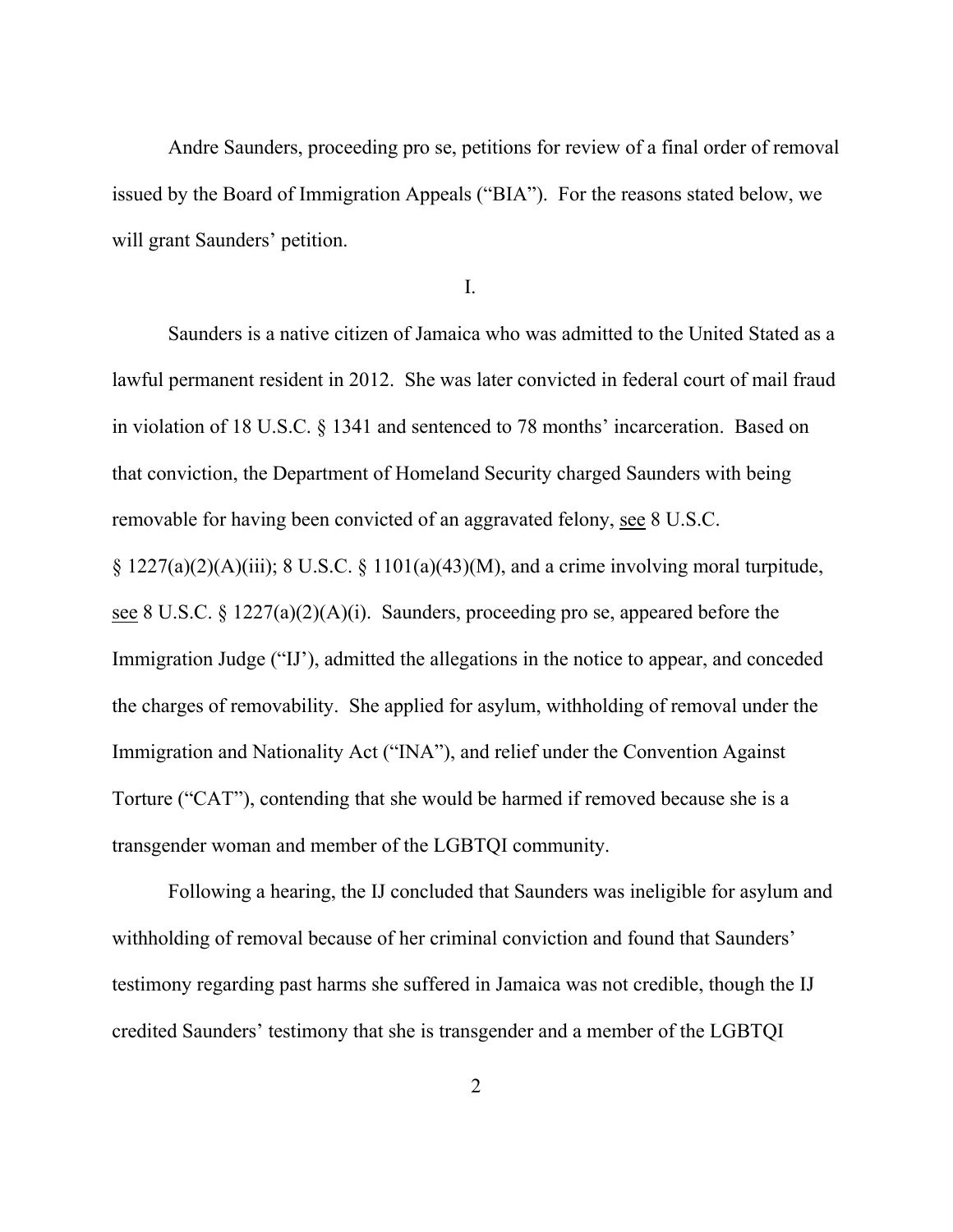Andre Saunders, proceeding pro se, petitions for review of a final order of removal issued by the Board of Immigration Appeals ("BIA"). For the reasons stated below, we will grant Saunders' petition.

I.

Saunders is a native citizen of Jamaica who was admitted to the United Stated as a lawful permanent resident in 2012. She was later convicted in federal court of mail fraud in violation of 18 U.S.C. § 1341 and sentenced to 78 months' incarceration. Based on that conviction, the Department of Homeland Security charged Saunders with being removable for having been convicted of an aggravated felony, see 8 U.S.C. § 1227(a)(2)(A)(iii); 8 U.S.C. § 1101(a)(43)(M), and a crime involving moral turpitude, see 8 U.S.C. § 1227(a)(2)(A)(i). Saunders, proceeding pro se, appeared before the Immigration Judge ("IJ'), admitted the allegations in the notice to appear, and conceded the charges of removability. She applied for asylum, withholding of removal under the Immigration and Nationality Act ("INA"), and relief under the Convention Against Torture ("CAT"), contending that she would be harmed if removed because she is a transgender woman and member of the LGBTQI community.

Following a hearing, the IJ concluded that Saunders was ineligible for asylum and withholding of removal because of her criminal conviction and found that Saunders' testimony regarding past harms she suffered in Jamaica was not credible, though the IJ credited Saunders' testimony that she is transgender and a member of the LGBTQI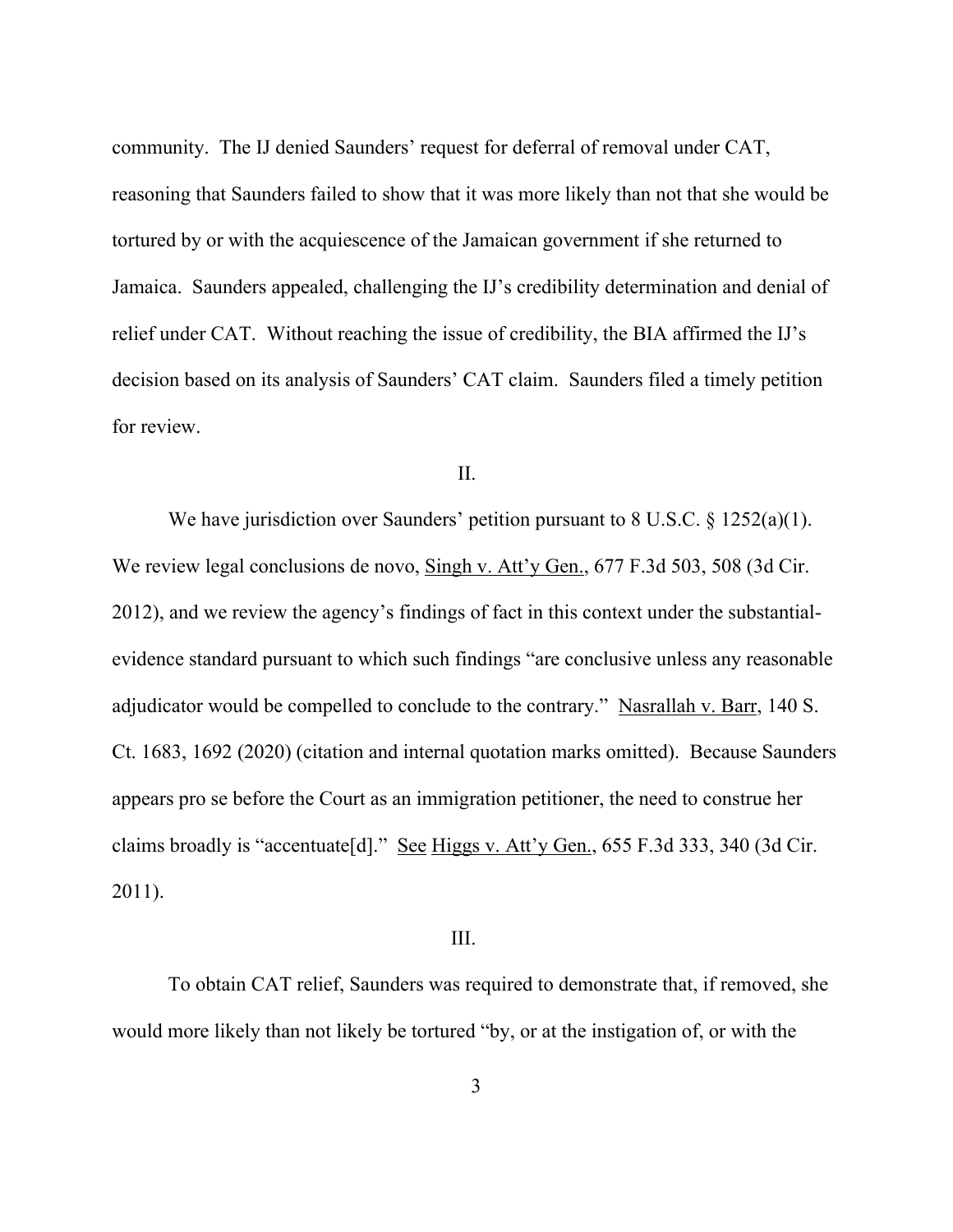community. The IJ denied Saunders' request for deferral of removal under CAT, reasoning that Saunders failed to show that it was more likely than not that she would be tortured by or with the acquiescence of the Jamaican government if she returned to Jamaica. Saunders appealed, challenging the IJ's credibility determination and denial of relief under CAT. Without reaching the issue of credibility, the BIA affirmed the IJ's decision based on its analysis of Saunders' CAT claim. Saunders filed a timely petition for review.

## II.

We have jurisdiction over Saunders' petition pursuant to 8 U.S.C. § 1252(a)(1). We review legal conclusions de novo, Singh v. Att'y Gen., 677 F.3d 503, 508 (3d Cir. 2012), and we review the agency's findings of fact in this context under the substantial-evidence standard pursuant to which such findings "are conclusive unless any reasonable adjudicator would be compelled to conclude to the contrary." Nasrallah v. Barr, 140 S. Ct. 1683, 1692 (2020) (citation and internal quotation marks omitted). Because Saunders appears pro se before the Court as an immigration petitioner, the need to construe her claims broadly is "accentuate[d]." See Higgs v. Att'y Gen., 655 F.3d 333, 340 (3d Cir. 2011).

## III.

To obtain CAT relief, Saunders was required to demonstrate that, if removed, she would more likely than not likely be tortured "by, or at the instigation of, or with the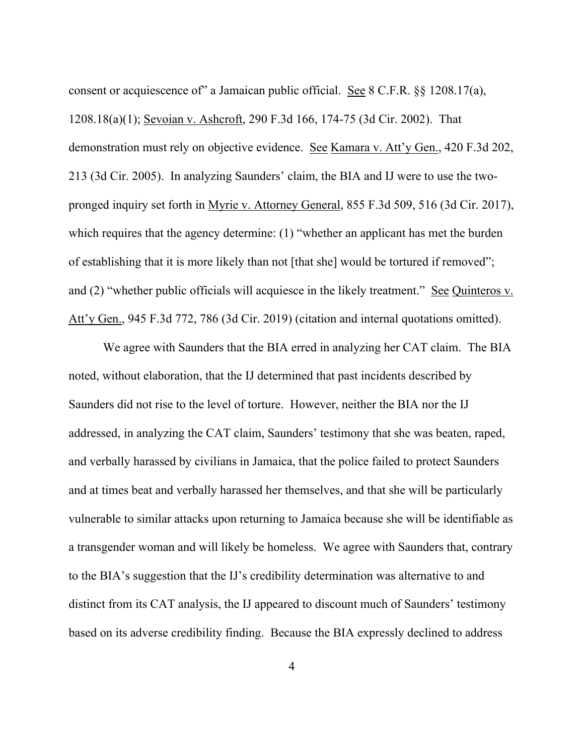consent or acquiescence of" a Jamaican public official. See 8 C.F.R. §§ 1208.17(a), 1208.18(a)(1); Sevoian v. Ashcroft, 290 F.3d 166, 174-75 (3d Cir. 2002). That demonstration must rely on objective evidence. See Kamara v. Att'y Gen., 420 F.3d 202, 213 (3d Cir. 2005). In analyzing Saunders' claim, the BIA and IJ were to use the two-pronged inquiry set forth in Myrie v. Attorney General, 855 F.3d 509, 516 (3d Cir. 2017), which requires that the agency determine: (1) "whether an applicant has met the burden of establishing that it is more likely than not [that she] would be tortured if removed"; and (2) "whether public officials will acquiesce in the likely treatment." See Quinteros v. Att'y Gen., 945 F.3d 772, 786 (3d Cir. 2019) (citation and internal quotations omitted).

We agree with Saunders that the BIA erred in analyzing her CAT claim. The BIA noted, without elaboration, that the IJ determined that past incidents described by Saunders did not rise to the level of torture. However, neither the BIA nor the IJ addressed, in analyzing the CAT claim, Saunders' testimony that she was beaten, raped, and verbally harassed by civilians in Jamaica, that the police failed to protect Saunders and at times beat and verbally harassed her themselves, and that she will be particularly vulnerable to similar attacks upon returning to Jamaica because she will be identifiable as a transgender woman and will likely be homeless. We agree with Saunders that, contrary to the BIA's suggestion that the IJ's credibility determination was alternative to and distinct from its CAT analysis, the IJ appeared to discount much of Saunders' testimony based on its adverse credibility finding. Because the BIA expressly declined to address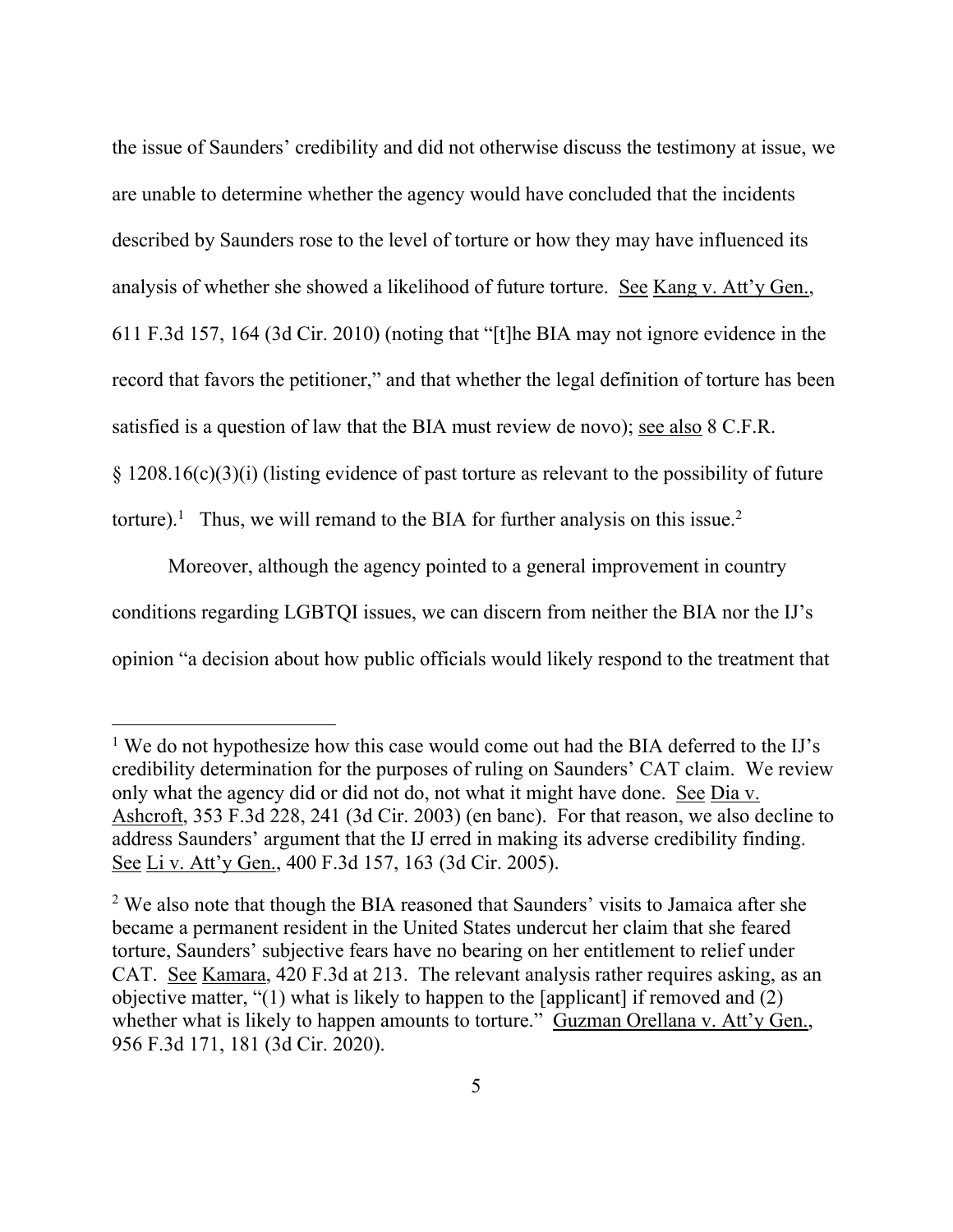the issue of Saunders' credibility and did not otherwise discuss the testimony at issue, we are unable to determine whether the agency would have concluded that the incidents described by Saunders rose to the level of torture or how they may have influenced its analysis of whether she showed a likelihood of future torture. See Kang v. Att'y Gen., 611 F.3d 157, 164 (3d Cir. 2010) (noting that "[t]he BIA may not ignore evidence in the record that favors the petitioner," and that whether the legal definition of torture has been satisfied is a question of law that the BIA must review de novo); see also 8 C.F.R. § 1208.16(c)(3)(i) (listing evidence of past torture as relevant to the possibility of future torture).[1] Thus, we will remand to the BIA for further analysis on this issue.[2]

Moreover, although the agency pointed to a general improvement in country conditions regarding LGBTQI issues, we can discern from neither the BIA nor the IJ's opinion "a decision about how public officials would likely respond to the treatment that

---

[1] We do not hypothesize how this case would come out had the BIA deferred to the IJ's credibility determination for the purposes of ruling on Saunders' CAT claim. We review only what the agency did or did not do, not what it might have done. See Dia v. Ashcroft, 353 F.3d 228, 241 (3d Cir. 2003) (en banc). For that reason, we also decline to address Saunders' argument that the IJ erred in making its adverse credibility finding. See Li v. Att'y Gen., 400 F.3d 157, 163 (3d Cir. 2005).

[2] We also note that though the BIA reasoned that Saunders' visits to Jamaica after she became a permanent resident in the United States undercut her claim that she feared torture, Saunders' subjective fears have no bearing on her entitlement to relief under CAT. See Kamara, 420 F.3d at 213. The relevant analysis rather requires asking, as an objective matter, "(1) what is likely to happen to the [applicant] if removed and (2) whether what is likely to happen amounts to torture." Guzman Orellana v. Att'y Gen., 956 F.3d 171, 181 (3d Cir. 2020).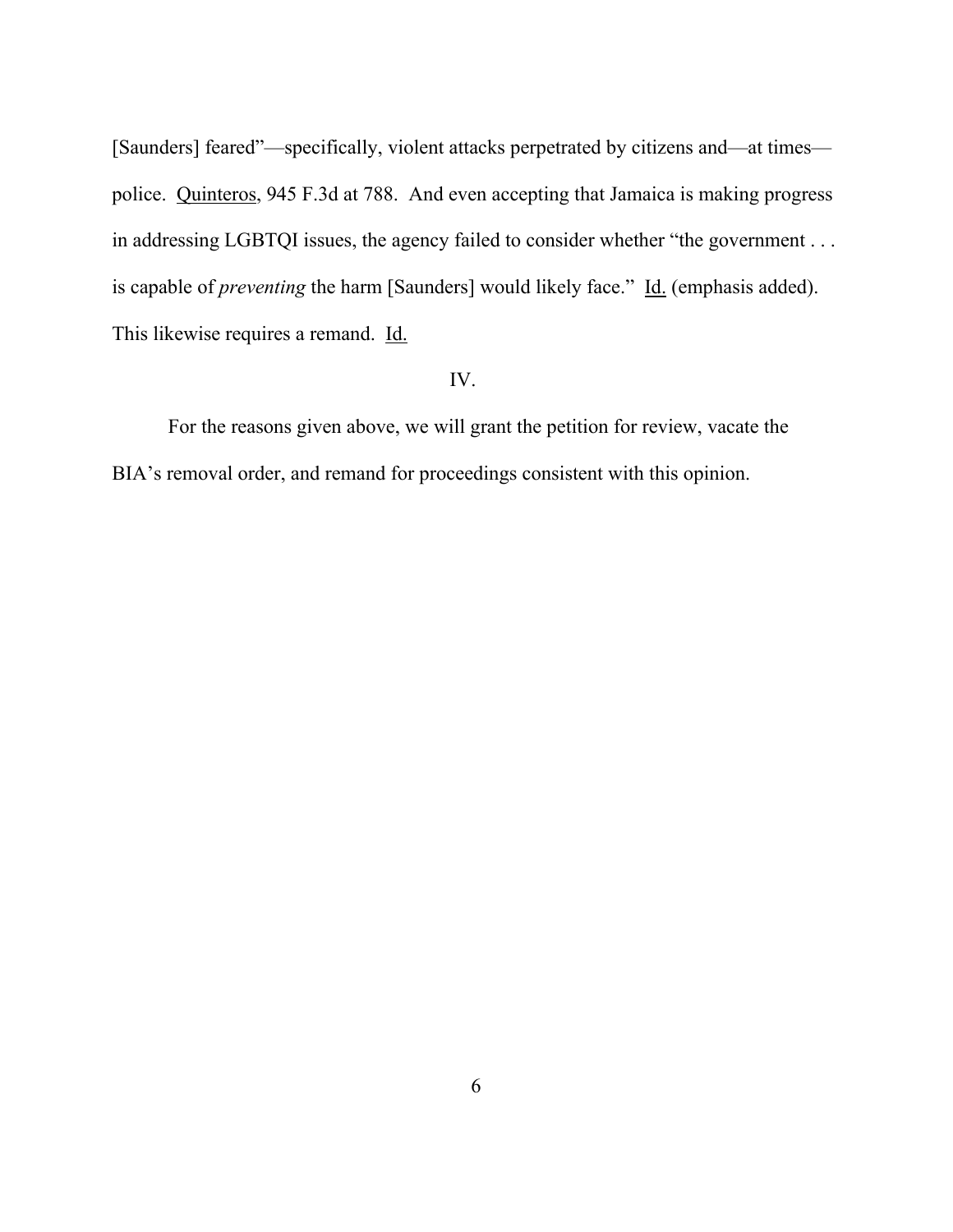[Saunders] feared"—specifically, violent attacks perpetrated by citizens and—at times—police. Quinteros, 945 F.3d at 788. And even accepting that Jamaica is making progress in addressing LGBTQI issues, the agency failed to consider whether "the government . . . is capable of *preventing* the harm [Saunders] would likely face." Id. (emphasis added). This likewise requires a remand. Id.

IV.

For the reasons given above, we will grant the petition for review, vacate the BIA's removal order, and remand for proceedings consistent with this opinion.